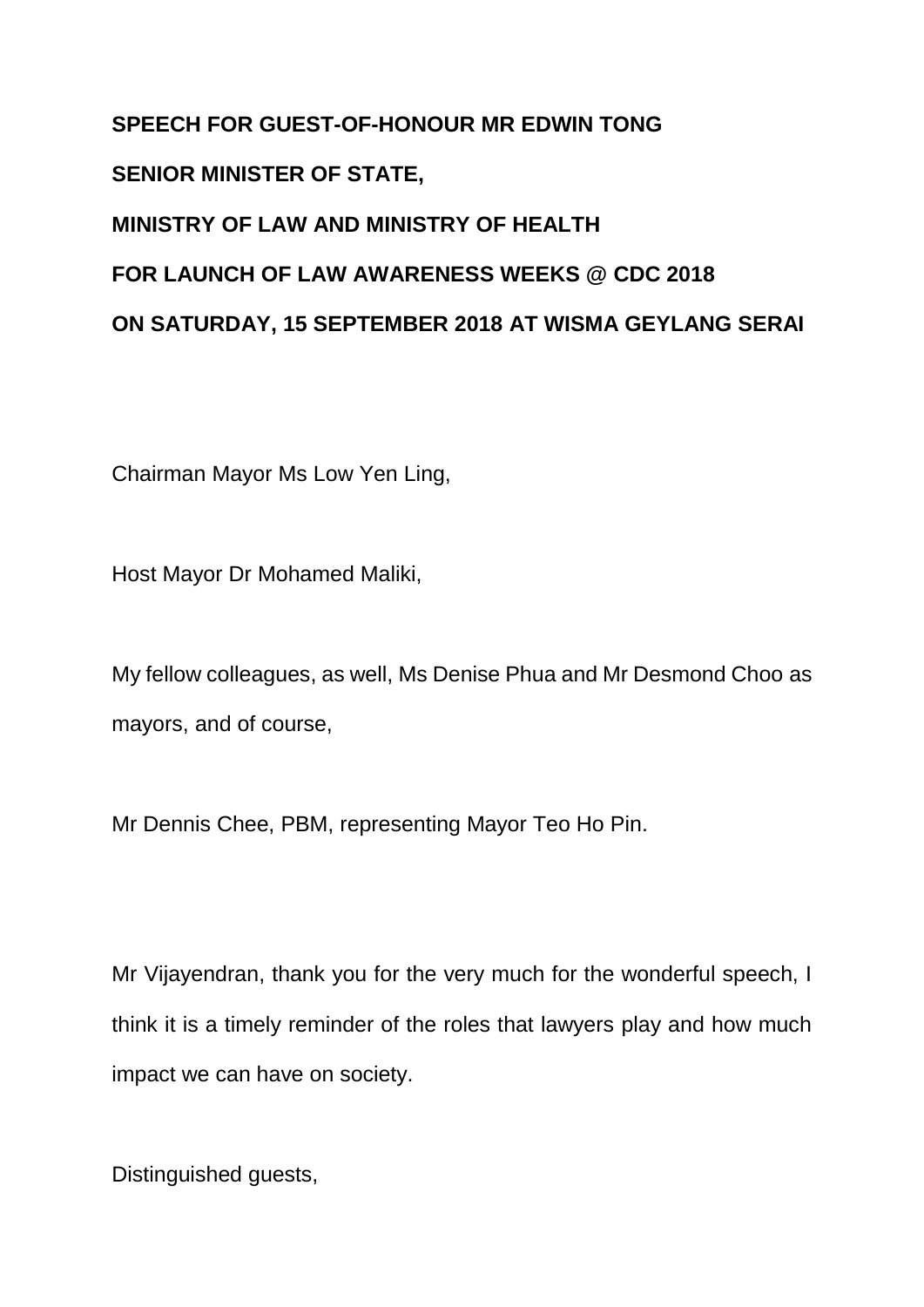**SPEECH FOR GUEST-OF-HONOUR MR EDWIN TONG**

**SENIOR MINISTER OF STATE,**

**MINISTRY OF LAW AND MINISTRY OF HEALTH**

**FOR LAUNCH OF LAW AWARENESS WEEKS @ CDC 2018**

**ON SATURDAY, 15 SEPTEMBER 2018 AT WISMA GEYLANG SERAI**

Chairman Mayor Ms Low Yen Ling,

Host Mayor Dr Mohamed Maliki,

My fellow colleagues, as well, Ms Denise Phua and Mr Desmond Choo as mayors, and of course,

Mr Dennis Chee, PBM, representing Mayor Teo Ho Pin.

Mr Vijayendran, thank you for the very much for the wonderful speech, I think it is a timely reminder of the roles that lawyers play and how much impact we can have on society.

Distinguished guests,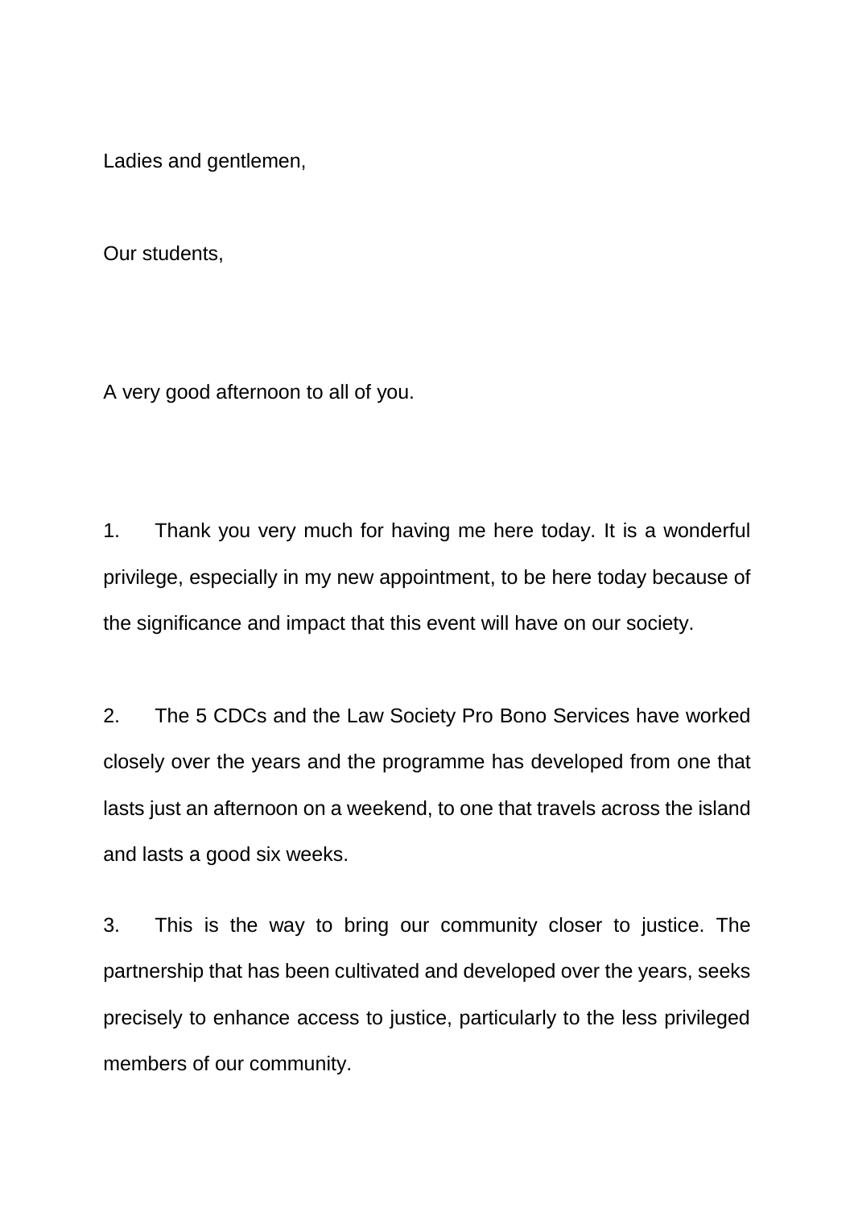Ladies and gentlemen,

Our students,

A very good afternoon to all of you.

1. Thank you very much for having me here today. It is a wonderful privilege, especially in my new appointment, to be here today because of the significance and impact that this event will have on our society.

2. The 5 CDCs and the Law Society Pro Bono Services have worked closely over the years and the programme has developed from one that lasts just an afternoon on a weekend, to one that travels across the island and lasts a good six weeks.

3. This is the way to bring our community closer to justice. The partnership that has been cultivated and developed over the years, seeks precisely to enhance access to justice, particularly to the less privileged members of our community.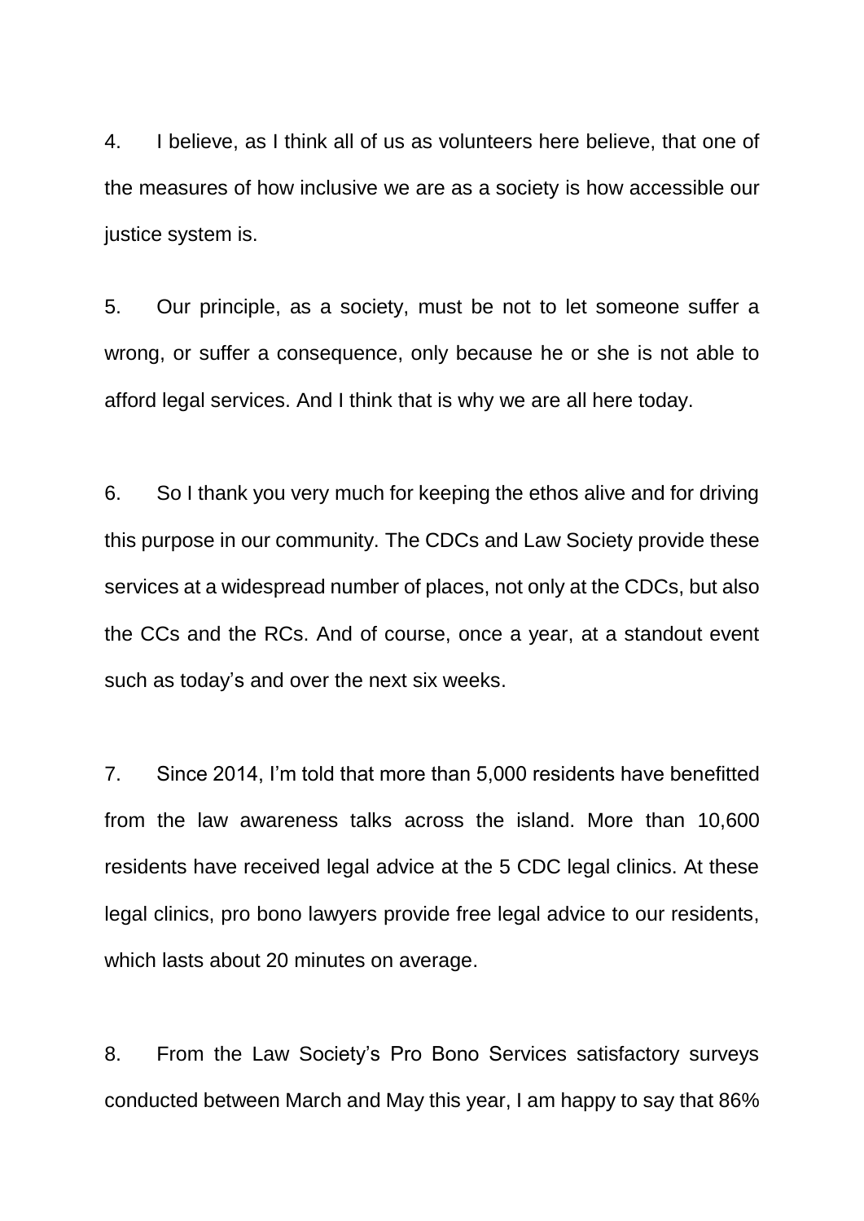4. I believe, as I think all of us as volunteers here believe, that one of the measures of how inclusive we are as a society is how accessible our justice system is.

5. Our principle, as a society, must be not to let someone suffer a wrong, or suffer a consequence, only because he or she is not able to afford legal services. And I think that is why we are all here today.

6. So I thank you very much for keeping the ethos alive and for driving this purpose in our community. The CDCs and Law Society provide these services at a widespread number of places, not only at the CDCs, but also the CCs and the RCs. And of course, once a year, at a standout event such as today's and over the next six weeks.

7. Since 2014, I'm told that more than 5,000 residents have benefitted from the law awareness talks across the island. More than 10,600 residents have received legal advice at the 5 CDC legal clinics. At these legal clinics, pro bono lawyers provide free legal advice to our residents, which lasts about 20 minutes on average.

8. From the Law Society's Pro Bono Services satisfactory surveys conducted between March and May this year, I am happy to say that 86%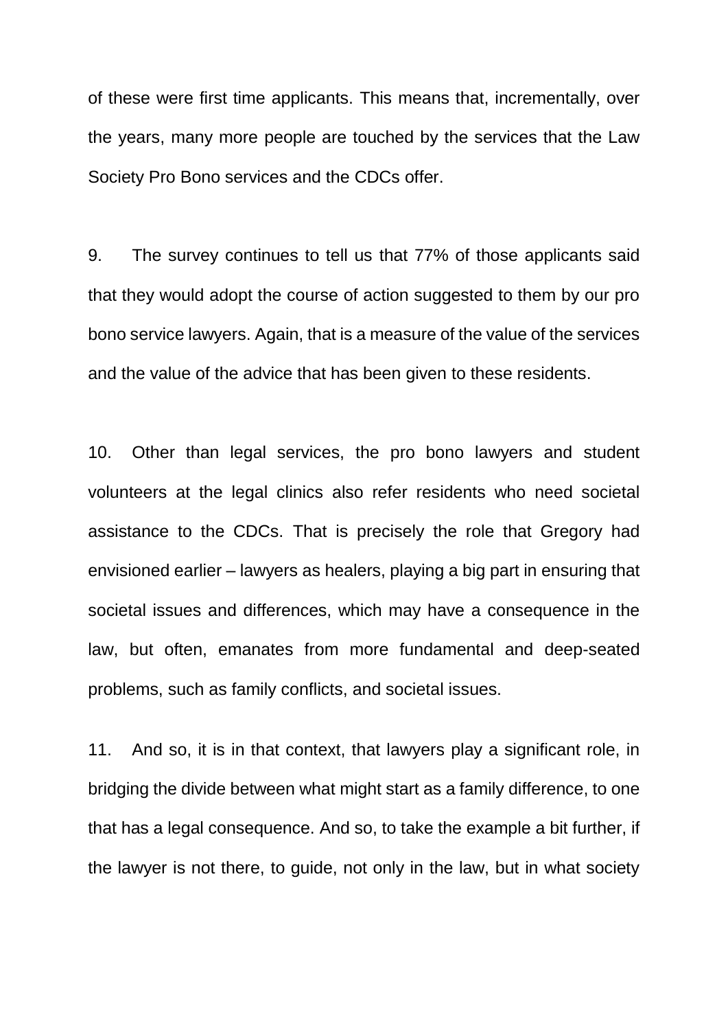of these were first time applicants. This means that, incrementally, over the years, many more people are touched by the services that the Law Society Pro Bono services and the CDCs offer.

9. The survey continues to tell us that 77% of those applicants said that they would adopt the course of action suggested to them by our pro bono service lawyers. Again, that is a measure of the value of the services and the value of the advice that has been given to these residents.

10. Other than legal services, the pro bono lawyers and student volunteers at the legal clinics also refer residents who need societal assistance to the CDCs. That is precisely the role that Gregory had envisioned earlier – lawyers as healers, playing a big part in ensuring that societal issues and differences, which may have a consequence in the law, but often, emanates from more fundamental and deep-seated problems, such as family conflicts, and societal issues.

11. And so, it is in that context, that lawyers play a significant role, in bridging the divide between what might start as a family difference, to one that has a legal consequence. And so, to take the example a bit further, if the lawyer is not there, to guide, not only in the law, but in what society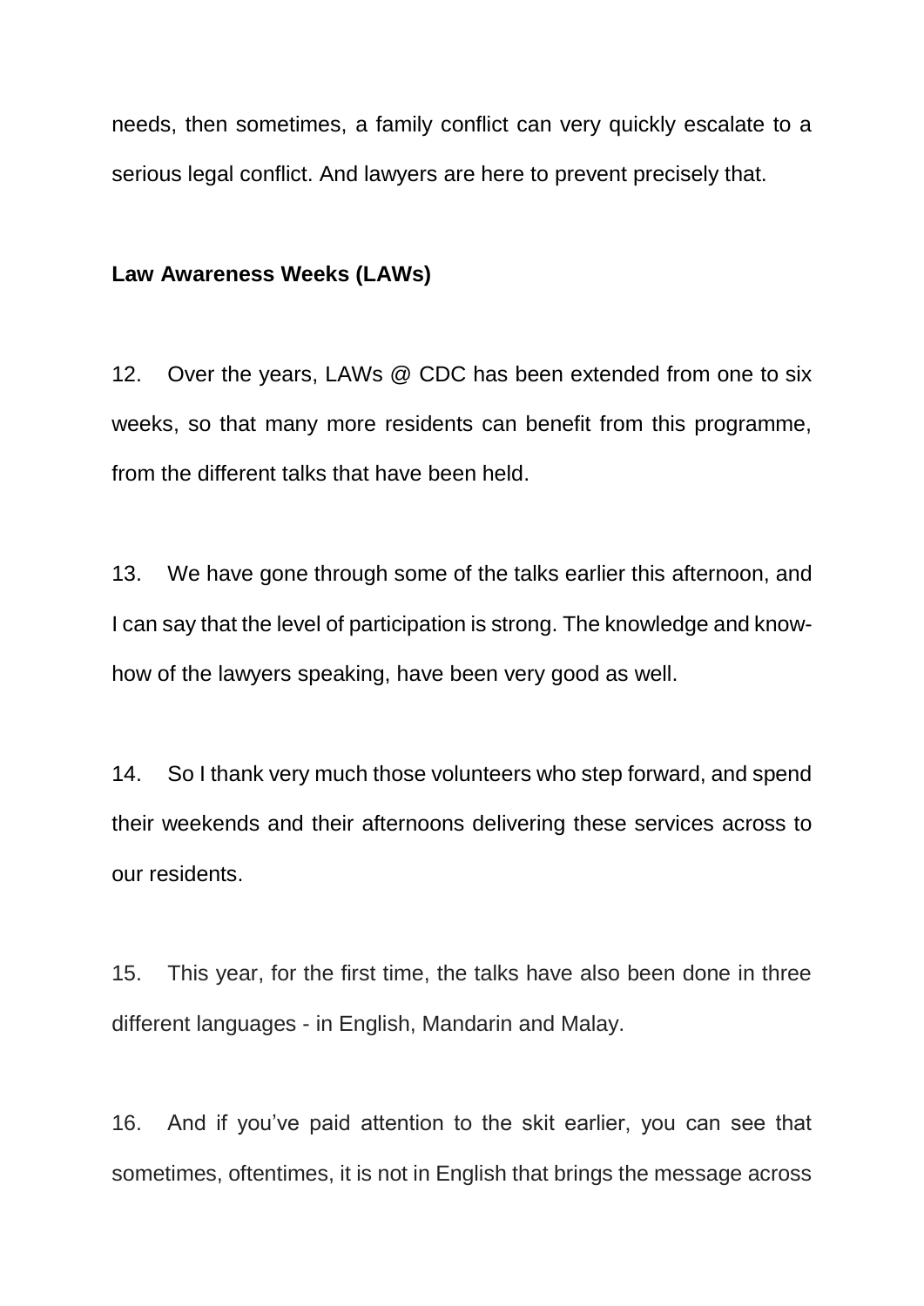needs, then sometimes, a family conflict can very quickly escalate to a serious legal conflict. And lawyers are here to prevent precisely that.

**Law Awareness Weeks (LAWs)**

12. Over the years, LAWs @ CDC has been extended from one to six weeks, so that many more residents can benefit from this programme, from the different talks that have been held.

13. We have gone through some of the talks earlier this afternoon, and I can say that the level of participation is strong. The knowledge and know-how of the lawyers speaking, have been very good as well.

14. So I thank very much those volunteers who step forward, and spend their weekends and their afternoons delivering these services across to our residents.

15. This year, for the first time, the talks have also been done in three different languages - in English, Mandarin and Malay.

16. And if you've paid attention to the skit earlier, you can see that sometimes, oftentimes, it is not in English that brings the message across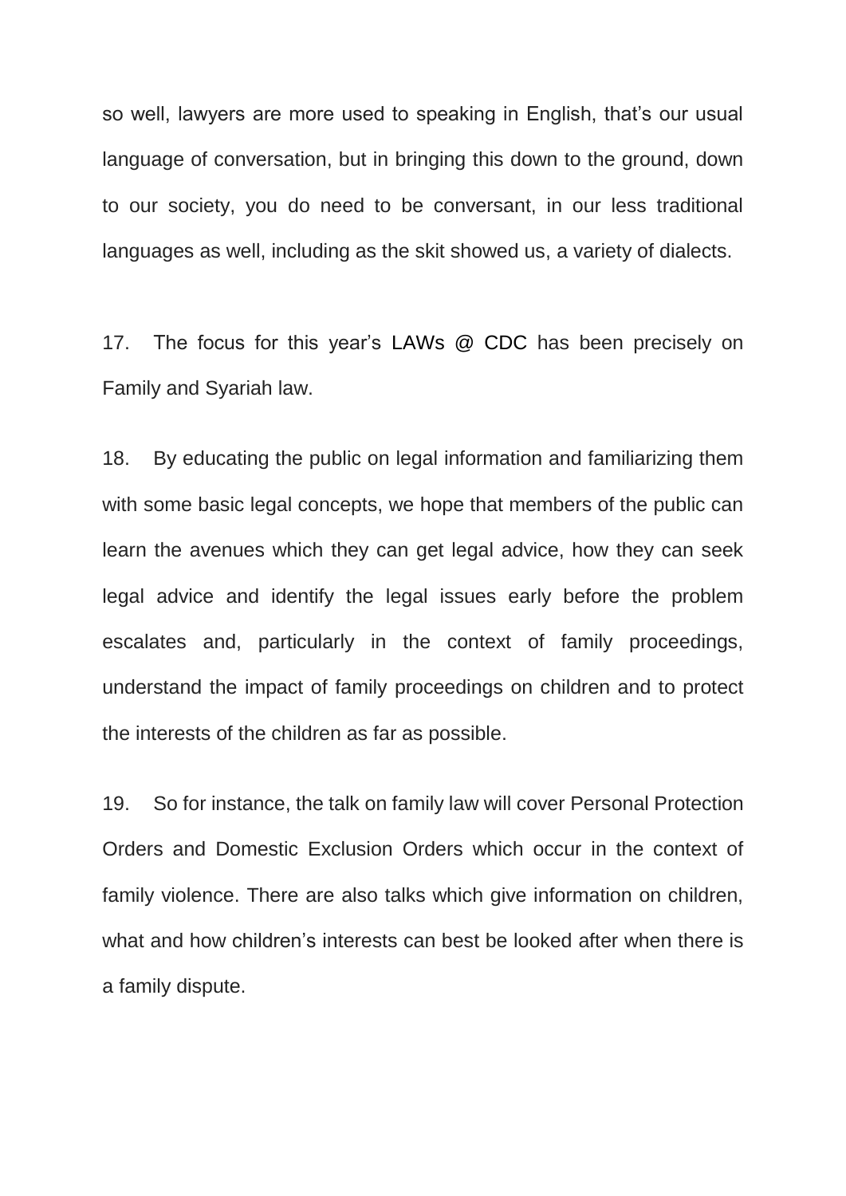so well, lawyers are more used to speaking in English, that's our usual language of conversation, but in bringing this down to the ground, down to our society, you do need to be conversant, in our less traditional languages as well, including as the skit showed us, a variety of dialects.

17. The focus for this year's LAWs @ CDC has been precisely on Family and Syariah law.

18. By educating the public on legal information and familiarizing them with some basic legal concepts, we hope that members of the public can learn the avenues which they can get legal advice, how they can seek legal advice and identify the legal issues early before the problem escalates and, particularly in the context of family proceedings, understand the impact of family proceedings on children and to protect the interests of the children as far as possible.

19. So for instance, the talk on family law will cover Personal Protection Orders and Domestic Exclusion Orders which occur in the context of family violence. There are also talks which give information on children, what and how children's interests can best be looked after when there is a family dispute.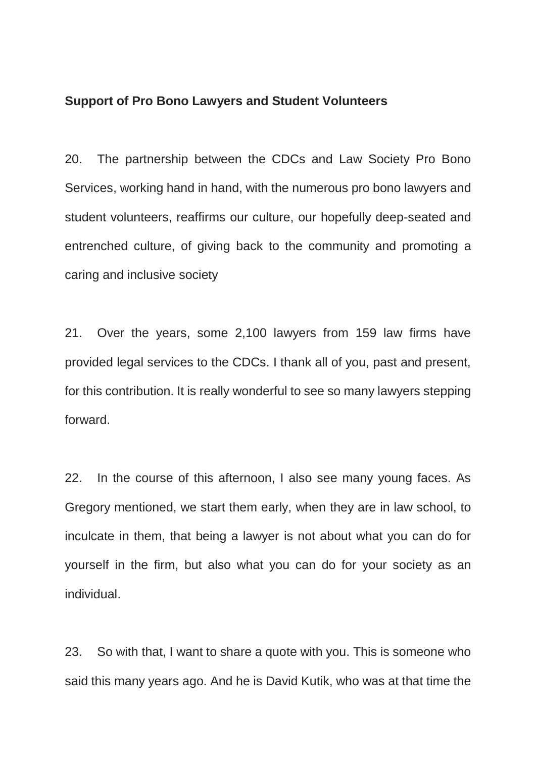**Support of Pro Bono Lawyers and Student Volunteers**

20. The partnership between the CDCs and Law Society Pro Bono Services, working hand in hand, with the numerous pro bono lawyers and student volunteers, reaffirms our culture, our hopefully deep-seated and entrenched culture, of giving back to the community and promoting a caring and inclusive society

21. Over the years, some 2,100 lawyers from 159 law firms have provided legal services to the CDCs. I thank all of you, past and present, for this contribution. It is really wonderful to see so many lawyers stepping forward.

22. In the course of this afternoon, I also see many young faces. As Gregory mentioned, we start them early, when they are in law school, to inculcate in them, that being a lawyer is not about what you can do for yourself in the firm, but also what you can do for your society as an individual.

23. So with that, I want to share a quote with you. This is someone who said this many years ago. And he is David Kutik, who was at that time the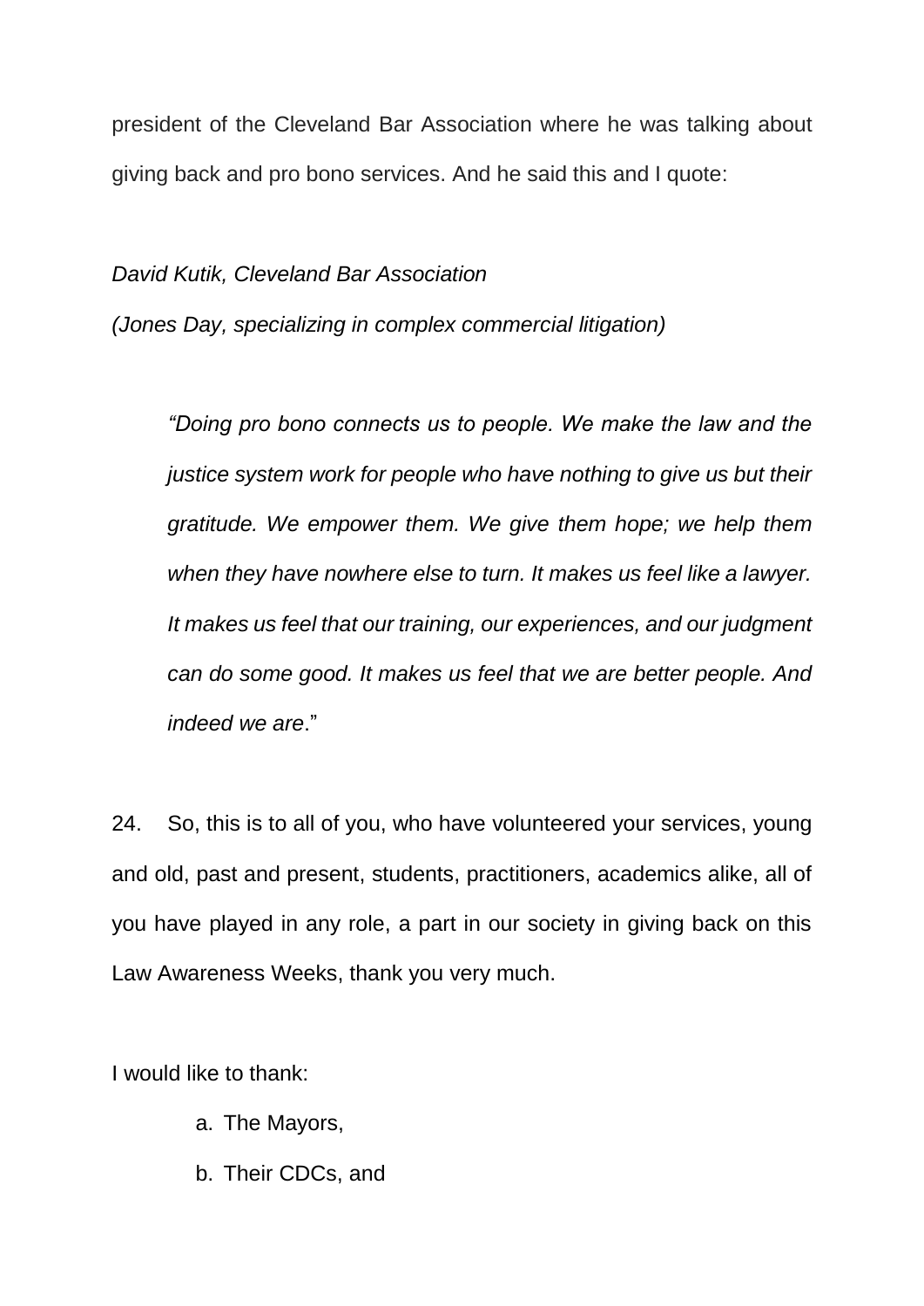president of the Cleveland Bar Association where he was talking about giving back and pro bono services. And he said this and I quote:

*David Kutik, Cleveland Bar Association*

*(Jones Day, specializing in complex commercial litigation)*

> *"Doing pro bono connects us to people. We make the law and the justice system work for people who have nothing to give us but their gratitude. We empower them. We give them hope; we help them when they have nowhere else to turn. It makes us feel like a lawyer. It makes us feel that our training, our experiences, and our judgment can do some good. It makes us feel that we are better people. And indeed we are*."

24. So, this is to all of you, who have volunteered your services, young and old, past and present, students, practitioners, academics alike, all of you have played in any role, a part in our society in giving back on this Law Awareness Weeks, thank you very much.

I would like to thank:

a. The Mayors,
b. Their CDCs, and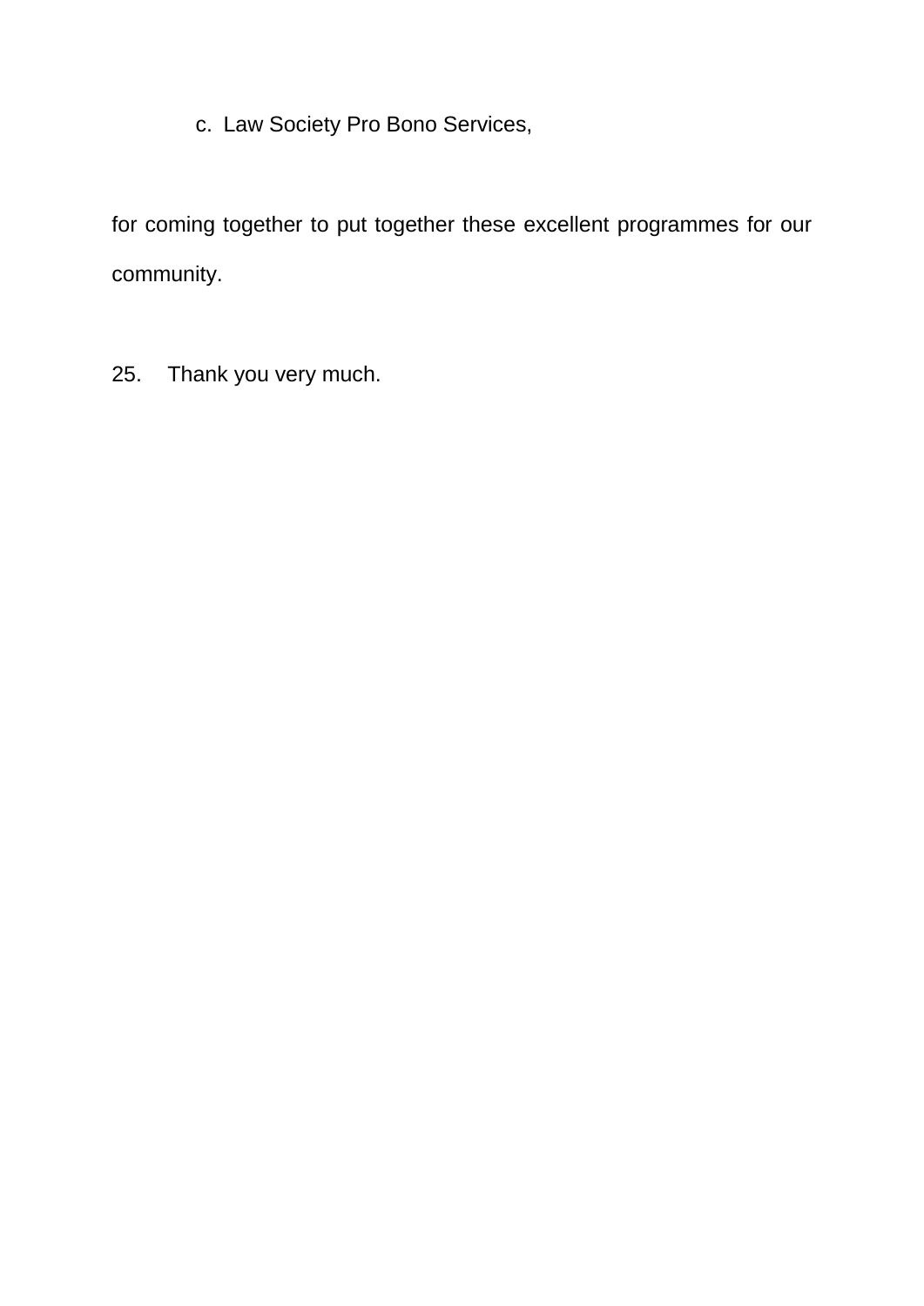c. Law Society Pro Bono Services,

for coming together to put together these excellent programmes for our community.

25. Thank you very much.